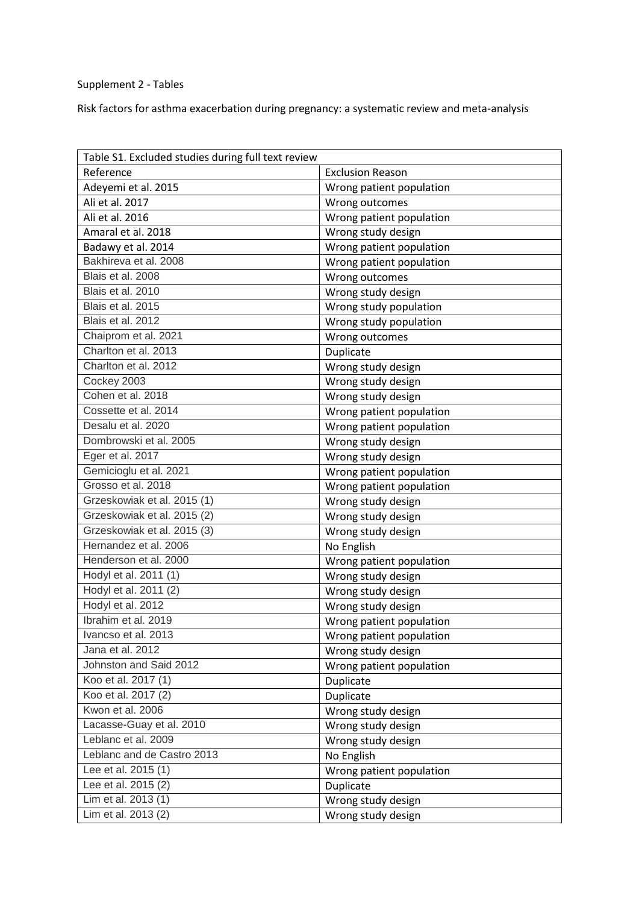Supplement 2 - Tables

Risk factors for asthma exacerbation during pregnancy: a systematic review and meta-analysis

| Table S1. Excluded studies during full text review | |
|---|---|
| Reference | Exclusion Reason |
| Adeyemi et al. 2015 | Wrong patient population |
| Ali et al. 2017 | Wrong outcomes |
| Ali et al. 2016 | Wrong patient population |
| Amaral et al. 2018 | Wrong study design |
| Badawy et al. 2014 | Wrong patient population |
| Bakhireva et al. 2008 | Wrong patient population |
| Blais et al. 2008 | Wrong outcomes |
| Blais et al. 2010 | Wrong study design |
| Blais et al. 2015 | Wrong study population |
| Blais et al. 2012 | Wrong study population |
| Chaiprom et al. 2021 | Wrong outcomes |
| Charlton et al. 2013 | Duplicate |
| Charlton et al. 2012 | Wrong study design |
| Cockey 2003 | Wrong study design |
| Cohen et al. 2018 | Wrong study design |
| Cossette et al. 2014 | Wrong patient population |
| Desalu et al. 2020 | Wrong patient population |
| Dombrowski et al. 2005 | Wrong study design |
| Eger et al. 2017 | Wrong study design |
| Gemicioglu et al. 2021 | Wrong patient population |
| Grosso et al. 2018 | Wrong patient population |
| Grzeskowiak et al. 2015 (1) | Wrong study design |
| Grzeskowiak et al. 2015 (2) | Wrong study design |
| Grzeskowiak et al. 2015 (3) | Wrong study design |
| Hernandez et al. 2006 | No English |
| Henderson et al. 2000 | Wrong patient population |
| Hodyl et al. 2011 (1) | Wrong study design |
| Hodyl et al. 2011 (2) | Wrong study design |
| Hodyl et al. 2012 | Wrong study design |
| Ibrahim et al. 2019 | Wrong patient population |
| Ivancso et al. 2013 | Wrong patient population |
| Jana et al. 2012 | Wrong study design |
| Johnston and Said 2012 | Wrong patient population |
| Koo et al. 2017 (1) | Duplicate |
| Koo et al. 2017 (2) | Duplicate |
| Kwon et al. 2006 | Wrong study design |
| Lacasse-Guay et al. 2010 | Wrong study design |
| Leblanc et al. 2009 | Wrong study design |
| Leblanc and de Castro 2013 | No English |
| Lee et al. 2015 (1) | Wrong patient population |
| Lee et al. 2015 (2) | Duplicate |
| Lim et al. 2013 (1) | Wrong study design |
| Lim et al. 2013 (2) | Wrong study design |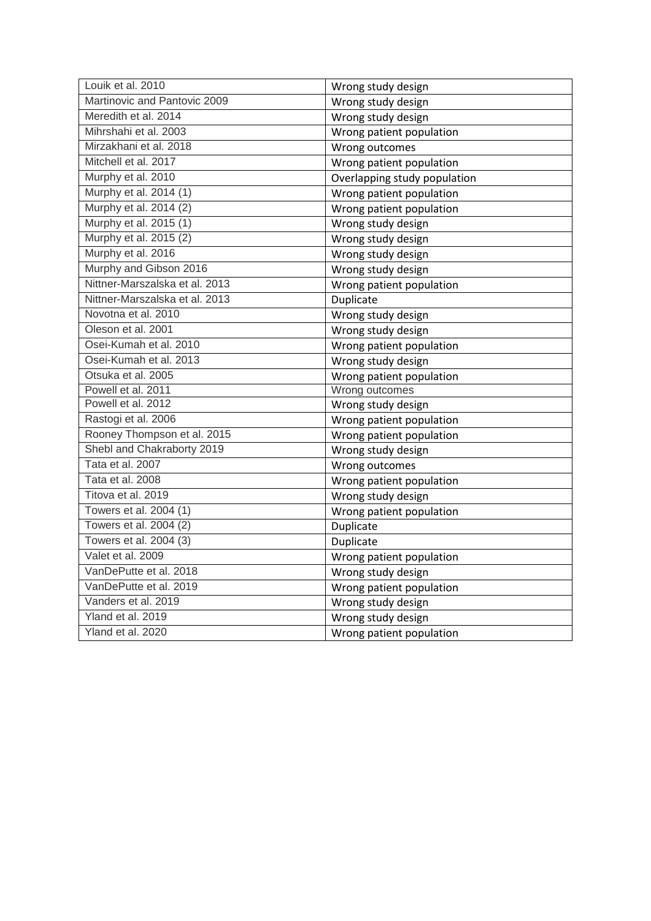| | |
|---|---|
| Louik et al. 2010 | Wrong study design |
| Martinovic and Pantovic 2009 | Wrong study design |
| Meredith et al. 2014 | Wrong study design |
| Mihrshahi et al. 2003 | Wrong patient population |
| Mirzakhani et al. 2018 | Wrong outcomes |
| Mitchell et al. 2017 | Wrong patient population |
| Murphy et al. 2010 | Overlapping study population |
| Murphy et al. 2014 (1) | Wrong patient population |
| Murphy et al. 2014 (2) | Wrong patient population |
| Murphy et al. 2015 (1) | Wrong study design |
| Murphy et al. 2015 (2) | Wrong study design |
| Murphy et al. 2016 | Wrong study design |
| Murphy and Gibson 2016 | Wrong study design |
| Nittner-Marszalska et al. 2013 | Wrong patient population |
| Nittner-Marszalska et al. 2013 | Duplicate |
| Novotna et al. 2010 | Wrong study design |
| Oleson et al. 2001 | Wrong study design |
| Osei-Kumah et al. 2010 | Wrong patient population |
| Osei-Kumah et al. 2013 | Wrong study design |
| Otsuka et al. 2005 | Wrong patient population |
| Powell et al. 2011 | Wrong outcomes |
| Powell et al. 2012 | Wrong study design |
| Rastogi et al. 2006 | Wrong patient population |
| Rooney Thompson et al. 2015 | Wrong patient population |
| Shebl and Chakraborty 2019 | Wrong study design |
| Tata et al. 2007 | Wrong outcomes |
| Tata et al. 2008 | Wrong patient population |
| Titova et al. 2019 | Wrong study design |
| Towers et al. 2004 (1) | Wrong patient population |
| Towers et al. 2004 (2) | Duplicate |
| Towers et al. 2004 (3) | Duplicate |
| Valet et al. 2009 | Wrong patient population |
| VanDePutte et al. 2018 | Wrong study design |
| VanDePutte et al. 2019 | Wrong patient population |
| Vanders et al. 2019 | Wrong study design |
| Yland et al. 2019 | Wrong study design |
| Yland et al. 2020 | Wrong patient population |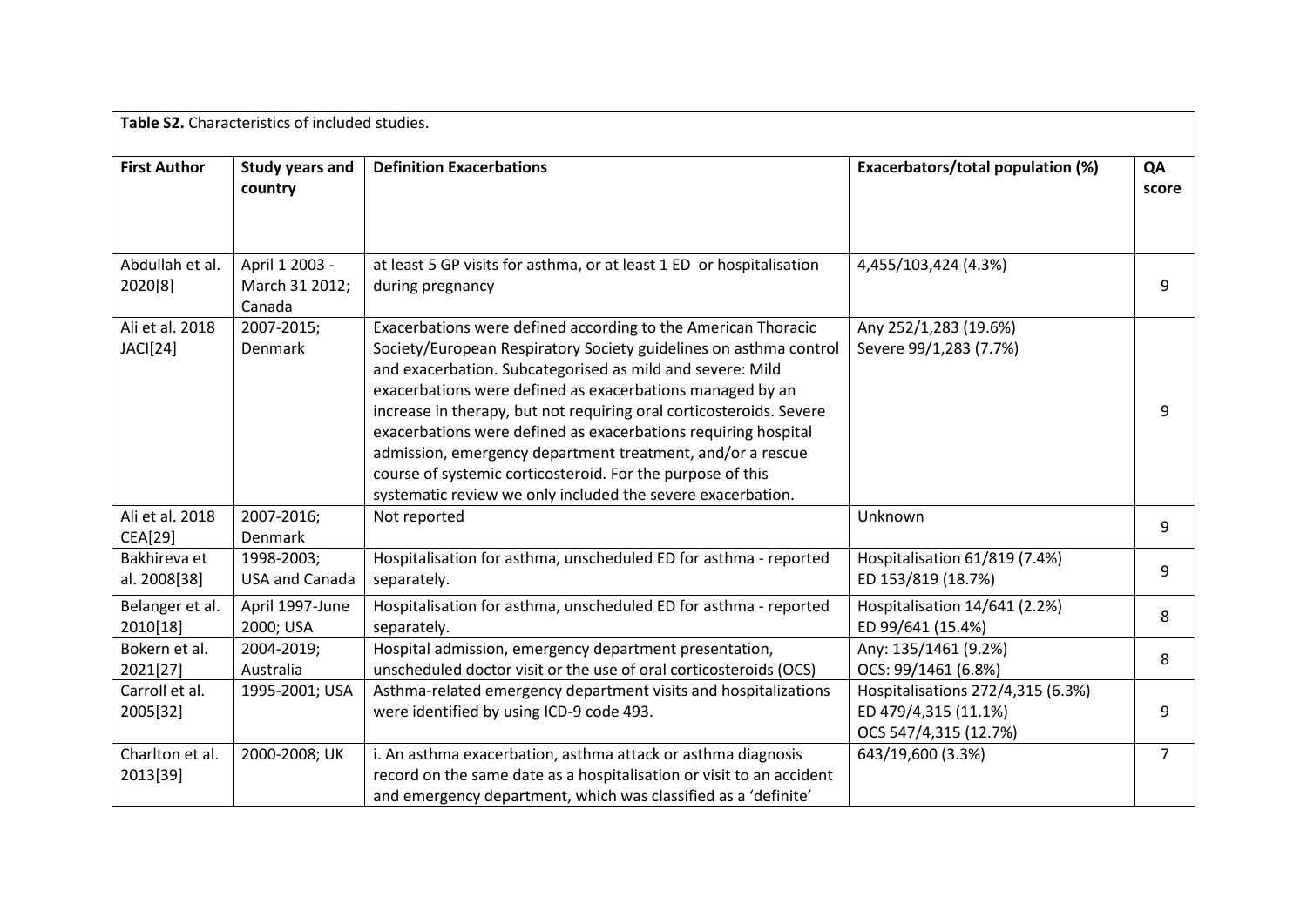| Table S2. Characteristics of included studies. | | | | |
|---|---|---|---|---|
| **First Author** | **Study years and country** | **Definition Exacerbations** | **Exacerbators/total population (%)** | **QA score** |
| Abdullah et al. 2020[8] | April 1 2003 - March 31 2012; Canada | at least 5 GP visits for asthma, or at least 1 ED or hospitalisation during pregnancy | 4,455/103,424 (4.3%) | 9 |
| Ali et al. 2018 JACI[24] | 2007-2015; Denmark | Exacerbations were defined according to the American Thoracic Society/European Respiratory Society guidelines on asthma control and exacerbation. Subcategorised as mild and severe: Mild exacerbations were defined as exacerbations managed by an increase in therapy, but not requiring oral corticosteroids. Severe exacerbations were defined as exacerbations requiring hospital admission, emergency department treatment, and/or a rescue course of systemic corticosteroid. For the purpose of this systematic review we only included the severe exacerbation. | Any 252/1,283 (19.6%)<br>Severe 99/1,283 (7.7%) | 9 |
| Ali et al. 2018 CEA[29] | 2007-2016; Denmark | Not reported | Unknown | 9 |
| Bakhireva et al. 2008[38] | 1998-2003; USA and Canada | Hospitalisation for asthma, unscheduled ED for asthma - reported separately. | Hospitalisation 61/819 (7.4%)<br>ED 153/819 (18.7%) | 9 |
| Belanger et al. 2010[18] | April 1997-June 2000; USA | Hospitalisation for asthma, unscheduled ED for asthma - reported separately. | Hospitalisation 14/641 (2.2%)<br>ED 99/641 (15.4%) | 8 |
| Bokern et al. 2021[27] | 2004-2019; Australia | Hospital admission, emergency department presentation, unscheduled doctor visit or the use of oral corticosteroids (OCS) | Any: 135/1461 (9.2%)<br>OCS: 99/1461 (6.8%) | 8 |
| Carroll et al. 2005[32] | 1995-2001; USA | Asthma-related emergency department visits and hospitalizations were identified by using ICD-9 code 493. | Hospitalisations 272/4,315 (6.3%)<br>ED 479/4,315 (11.1%)<br>OCS 547/4,315 (12.7%) | 9 |
| Charlton et al. 2013[39] | 2000-2008; UK | i. An asthma exacerbation, asthma attack or asthma diagnosis record on the same date as a hospitalisation or visit to an accident and emergency department, which was classified as a 'definite' | 643/19,600 (3.3%) | 7 |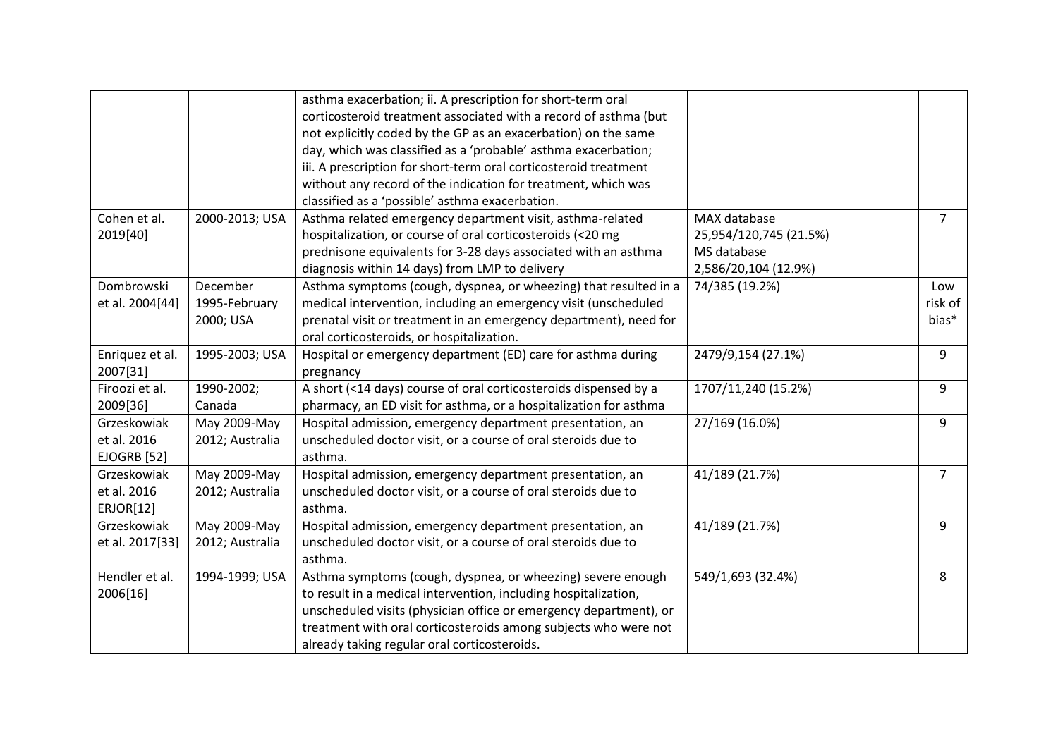| | | | | |
|---|---|---|---|---|
| | | asthma exacerbation; ii. A prescription for short-term oral corticosteroid treatment associated with a record of asthma (but not explicitly coded by the GP as an exacerbation) on the same day, which was classified as a 'probable' asthma exacerbation; iii. A prescription for short-term oral corticosteroid treatment without any record of the indication for treatment, which was classified as a 'possible' asthma exacerbation. | | |
| Cohen et al. 2019[40] | 2000-2013; USA | Asthma related emergency department visit, asthma-related hospitalization, or course of oral corticosteroids (<20 mg prednisone equivalents for 3-28 days associated with an asthma diagnosis within 14 days) from LMP to delivery | MAX database 25,954/120,745 (21.5%) MS database 2,586/20,104 (12.9%) | 7 |
| Dombrowski et al. 2004[44] | December 1995-February 2000; USA | Asthma symptoms (cough, dyspnea, or wheezing) that resulted in a medical intervention, including an emergency visit (unscheduled prenatal visit or treatment in an emergency department), need for oral corticosteroids, or hospitalization. | 74/385 (19.2%) | Low risk of bias* |
| Enriquez et al. 2007[31] | 1995-2003; USA | Hospital or emergency department (ED) care for asthma during pregnancy | 2479/9,154 (27.1%) | 9 |
| Firoozi et al. 2009[36] | 1990-2002; Canada | A short (<14 days) course of oral corticosteroids dispensed by a pharmacy, an ED visit for asthma, or a hospitalization for asthma | 1707/11,240 (15.2%) | 9 |
| Grzeskowiak et al. 2016 EJOGRB [52] | May 2009-May 2012; Australia | Hospital admission, emergency department presentation, an unscheduled doctor visit, or a course of oral steroids due to asthma. | 27/169 (16.0%) | 9 |
| Grzeskowiak et al. 2016 ERJOR[12] | May 2009-May 2012; Australia | Hospital admission, emergency department presentation, an unscheduled doctor visit, or a course of oral steroids due to asthma. | 41/189 (21.7%) | 7 |
| Grzeskowiak et al. 2017[33] | May 2009-May 2012; Australia | Hospital admission, emergency department presentation, an unscheduled doctor visit, or a course of oral steroids due to asthma. | 41/189 (21.7%) | 9 |
| Hendler et al. 2006[16] | 1994-1999; USA | Asthma symptoms (cough, dyspnea, or wheezing) severe enough to result in a medical intervention, including hospitalization, unscheduled visits (physician office or emergency department), or treatment with oral corticosteroids among subjects who were not already taking regular oral corticosteroids. | 549/1,693 (32.4%) | 8 |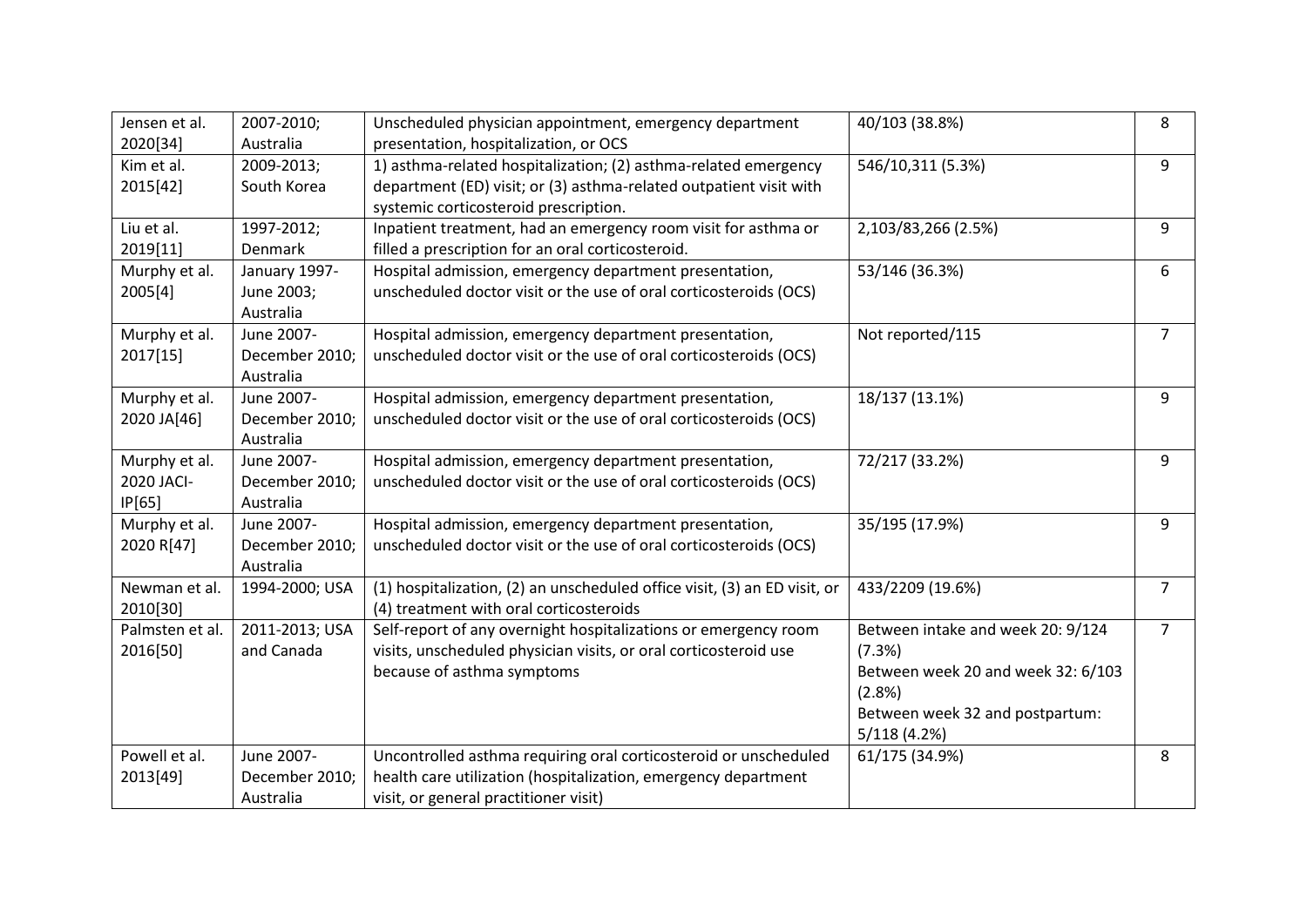| Jensen et al. 2020[34] | 2007-2010; Australia | Unscheduled physician appointment, emergency department presentation, hospitalization, or OCS | 40/103 (38.8%) | 8 |
|---|---|---|---|---|
| Kim et al. 2015[42] | 2009-2013; South Korea | 1) asthma-related hospitalization; (2) asthma-related emergency department (ED) visit; or (3) asthma-related outpatient visit with systemic corticosteroid prescription. | 546/10,311 (5.3%) | 9 |
| Liu et al. 2019[11] | 1997-2012; Denmark | Inpatient treatment, had an emergency room visit for asthma or filled a prescription for an oral corticosteroid. | 2,103/83,266 (2.5%) | 9 |
| Murphy et al. 2005[4] | January 1997-June 2003; Australia | Hospital admission, emergency department presentation, unscheduled doctor visit or the use of oral corticosteroids (OCS) | 53/146 (36.3%) | 6 |
| Murphy et al. 2017[15] | June 2007-December 2010; Australia | Hospital admission, emergency department presentation, unscheduled doctor visit or the use of oral corticosteroids (OCS) | Not reported/115 | 7 |
| Murphy et al. 2020 JA[46] | June 2007-December 2010; Australia | Hospital admission, emergency department presentation, unscheduled doctor visit or the use of oral corticosteroids (OCS) | 18/137 (13.1%) | 9 |
| Murphy et al. 2020 JACI-IP[65] | June 2007-December 2010; Australia | Hospital admission, emergency department presentation, unscheduled doctor visit or the use of oral corticosteroids (OCS) | 72/217 (33.2%) | 9 |
| Murphy et al. 2020 R[47] | June 2007-December 2010; Australia | Hospital admission, emergency department presentation, unscheduled doctor visit or the use of oral corticosteroids (OCS) | 35/195 (17.9%) | 9 |
| Newman et al. 2010[30] | 1994-2000; USA | (1) hospitalization, (2) an unscheduled office visit, (3) an ED visit, or (4) treatment with oral corticosteroids | 433/2209 (19.6%) | 7 |
| Palmsten et al. 2016[50] | 2011-2013; USA and Canada | Self-report of any overnight hospitalizations or emergency room visits, unscheduled physician visits, or oral corticosteroid use because of asthma symptoms | Between intake and week 20: 9/124 (7.3%)<br>Between week 20 and week 32: 6/103 (2.8%)<br>Between week 32 and postpartum: 5/118 (4.2%) | 7 |
| Powell et al. 2013[49] | June 2007-December 2010; Australia | Uncontrolled asthma requiring oral corticosteroid or unscheduled health care utilization (hospitalization, emergency department visit, or general practitioner visit) | 61/175 (34.9%) | 8 |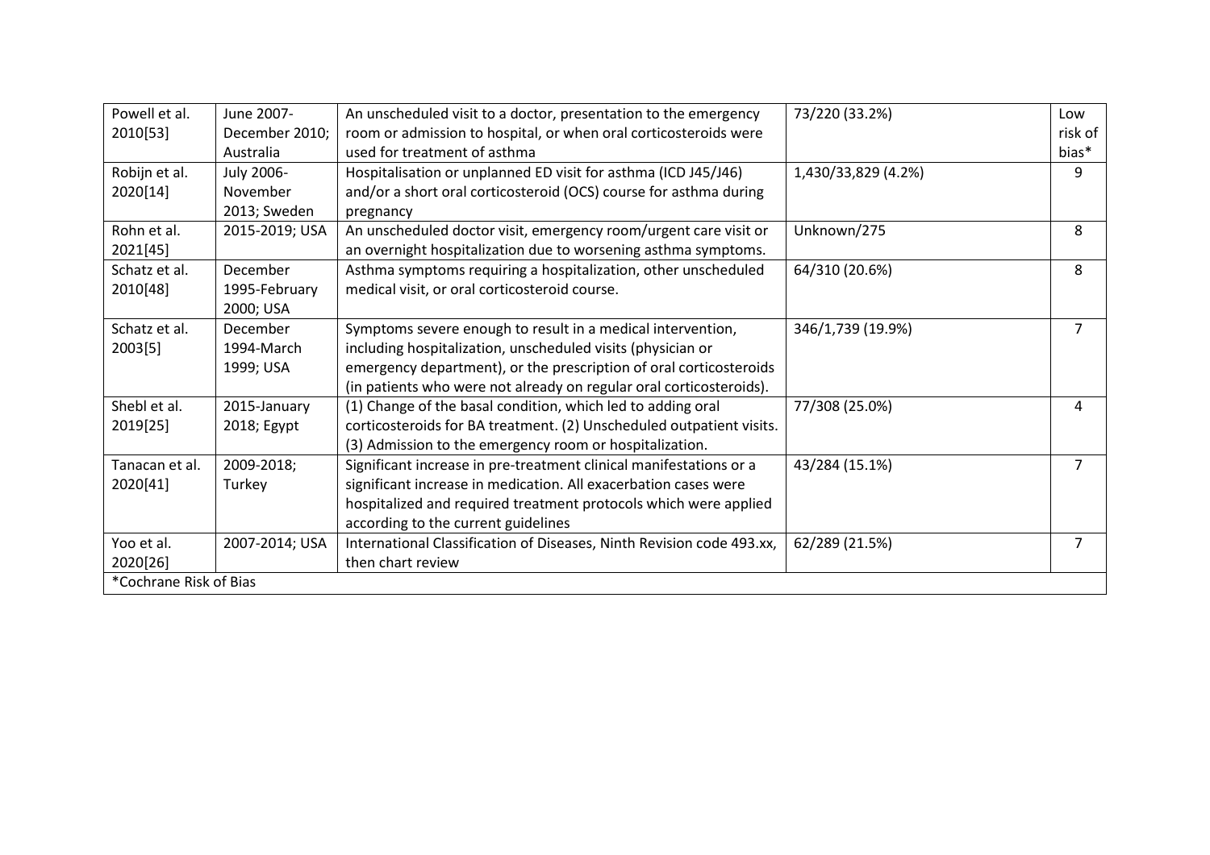| Powell et al. 2010[53] | June 2007-December 2010; Australia | An unscheduled visit to a doctor, presentation to the emergency room or admission to hospital, or when oral corticosteroids were used for treatment of asthma | 73/220 (33.2%) | Low risk of bias* |
|---|---|---|---|---|
| Robijn et al. 2020[14] | July 2006-November 2013; Sweden | Hospitalisation or unplanned ED visit for asthma (ICD J45/J46) and/or a short oral corticosteroid (OCS) course for asthma during pregnancy | 1,430/33,829 (4.2%) | 9 |
| Rohn et al. 2021[45] | 2015-2019; USA | An unscheduled doctor visit, emergency room/urgent care visit or an overnight hospitalization due to worsening asthma symptoms. | Unknown/275 | 8 |
| Schatz et al. 2010[48] | December 1995-February 2000; USA | Asthma symptoms requiring a hospitalization, other unscheduled medical visit, or oral corticosteroid course. | 64/310 (20.6%) | 8 |
| Schatz et al. 2003[5] | December 1994-March 1999; USA | Symptoms severe enough to result in a medical intervention, including hospitalization, unscheduled visits (physician or emergency department), or the prescription of oral corticosteroids (in patients who were not already on regular oral corticosteroids). | 346/1,739 (19.9%) | 7 |
| Shebl et al. 2019[25] | 2015-January 2018; Egypt | (1) Change of the basal condition, which led to adding oral corticosteroids for BA treatment. (2) Unscheduled outpatient visits. (3) Admission to the emergency room or hospitalization. | 77/308 (25.0%) | 4 |
| Tanacan et al. 2020[41] | 2009-2018; Turkey | Significant increase in pre-treatment clinical manifestations or a significant increase in medication. All exacerbation cases were hospitalized and required treatment protocols which were applied according to the current guidelines | 43/284 (15.1%) | 7 |
| Yoo et al. 2020[26] | 2007-2014; USA | International Classification of Diseases, Ninth Revision code 493.xx, then chart review | 62/289 (21.5%) | 7 |
| *Cochrane Risk of Bias | | | | |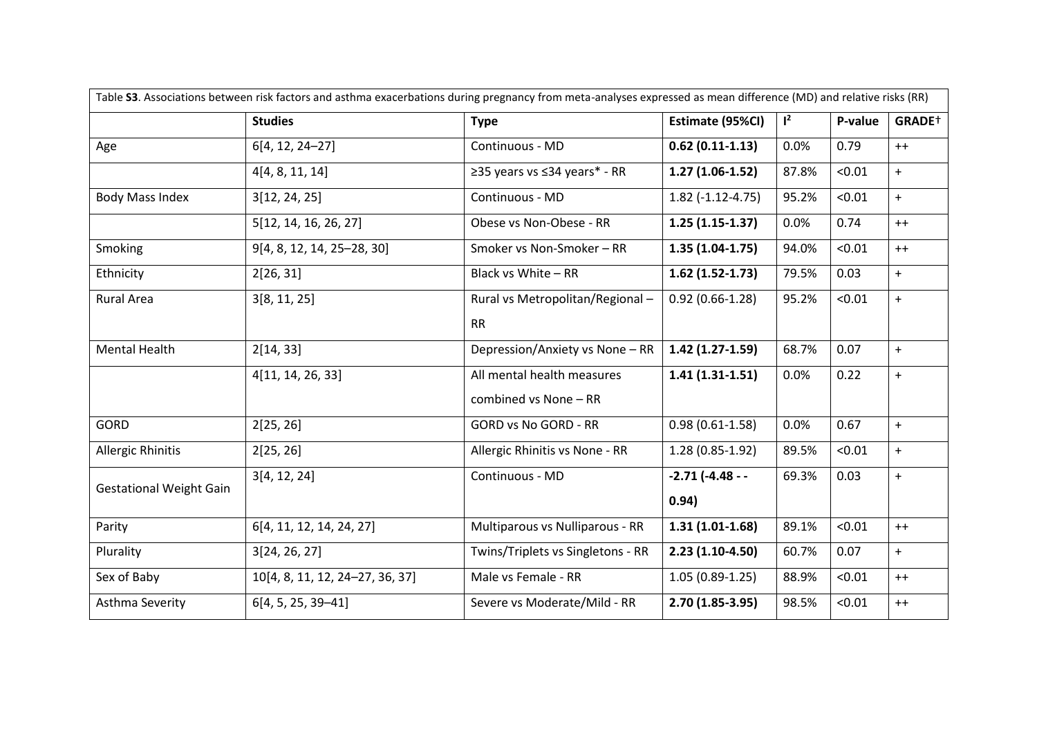Table **S3**. Associations between risk factors and asthma exacerbations during pregnancy from meta-analyses expressed as mean difference (MD) and relative risks (RR)

| | **Studies** | **Type** | **Estimate (95%CI)** | $I^2$ | **P-value** | **GRADE†** |
|---|---|---|---|---|---|---|
| Age | 6[4, 12, 24–27] | Continuous - MD | **0.62 (0.11-1.13)** | 0.0% | 0.79 | ++ |
| | 4[4, 8, 11, 14] | ≥35 years vs ≤34 years* - RR | **1.27 (1.06-1.52)** | 87.8% | <0.01 | + |
| Body Mass Index | 3[12, 24, 25] | Continuous - MD | 1.82 (-1.12-4.75) | 95.2% | <0.01 | + |
| | 5[12, 14, 16, 26, 27] | Obese vs Non-Obese - RR | **1.25 (1.15-1.37)** | 0.0% | 0.74 | ++ |
| Smoking | 9[4, 8, 12, 14, 25–28, 30] | Smoker vs Non-Smoker – RR | **1.35 (1.04-1.75)** | 94.0% | <0.01 | ++ |
| Ethnicity | 2[26, 31] | Black vs White – RR | **1.62 (1.52-1.73)** | 79.5% | 0.03 | + |
| Rural Area | 3[8, 11, 25] | Rural vs Metropolitan/Regional – RR | 0.92 (0.66-1.28) | 95.2% | <0.01 | + |
| Mental Health | 2[14, 33] | Depression/Anxiety vs None – RR | **1.42 (1.27-1.59)** | 68.7% | 0.07 | + |
| | 4[11, 14, 26, 33] | All mental health measures combined vs None – RR | **1.41 (1.31-1.51)** | 0.0% | 0.22 | + |
| GORD | 2[25, 26] | GORD vs No GORD - RR | 0.98 (0.61-1.58) | 0.0% | 0.67 | + |
| Allergic Rhinitis | 2[25, 26] | Allergic Rhinitis vs None - RR | 1.28 (0.85-1.92) | 89.5% | <0.01 | + |
| Gestational Weight Gain | 3[4, 12, 24] | Continuous - MD | **-2.71 (-4.48 - -0.94)** | 69.3% | 0.03 | + |
| Parity | 6[4, 11, 12, 14, 24, 27] | Multiparous vs Nulliparous - RR | **1.31 (1.01-1.68)** | 89.1% | <0.01 | ++ |
| Plurality | 3[24, 26, 27] | Twins/Triplets vs Singletons - RR | **2.23 (1.10-4.50)** | 60.7% | 0.07 | + |
| Sex of Baby | 10[4, 8, 11, 12, 24–27, 36, 37] | Male vs Female - RR | 1.05 (0.89-1.25) | 88.9% | <0.01 | ++ |
| Asthma Severity | 6[4, 5, 25, 39–41] | Severe vs Moderate/Mild - RR | **2.70 (1.85-3.95)** | 98.5% | <0.01 | ++ |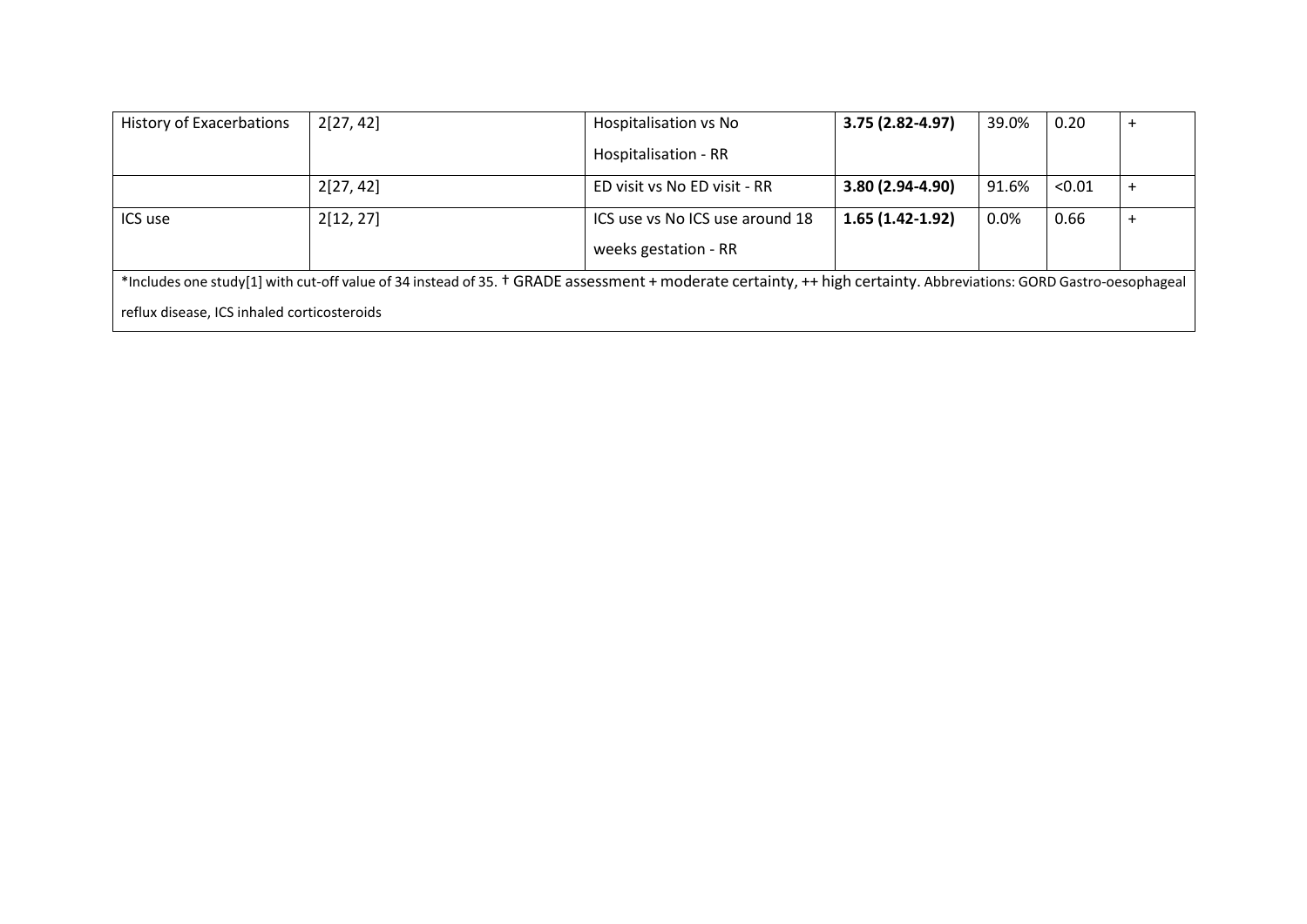| | | | | | | |
|---|---|---|---|---|---|---|
| History of Exacerbations | 2[27, 42] | Hospitalisation vs No Hospitalisation - RR | **3.75 (2.82-4.97)** | 39.0% | 0.20 | + |
| | 2[27, 42] | ED visit vs No ED visit - RR | **3.80 (2.94-4.90)** | 91.6% | <0.01 | + |
| ICS use | 2[12, 27] | ICS use vs No ICS use around 18 weeks gestation - RR | **1.65 (1.42-1.92)** | 0.0% | 0.66 | + |

*Includes one study[1] with cut-off value of 34 instead of 35. † GRADE assessment + moderate certainty, ++ high certainty. Abbreviations: GORD Gastro-oesophageal reflux disease, ICS inhaled corticosteroids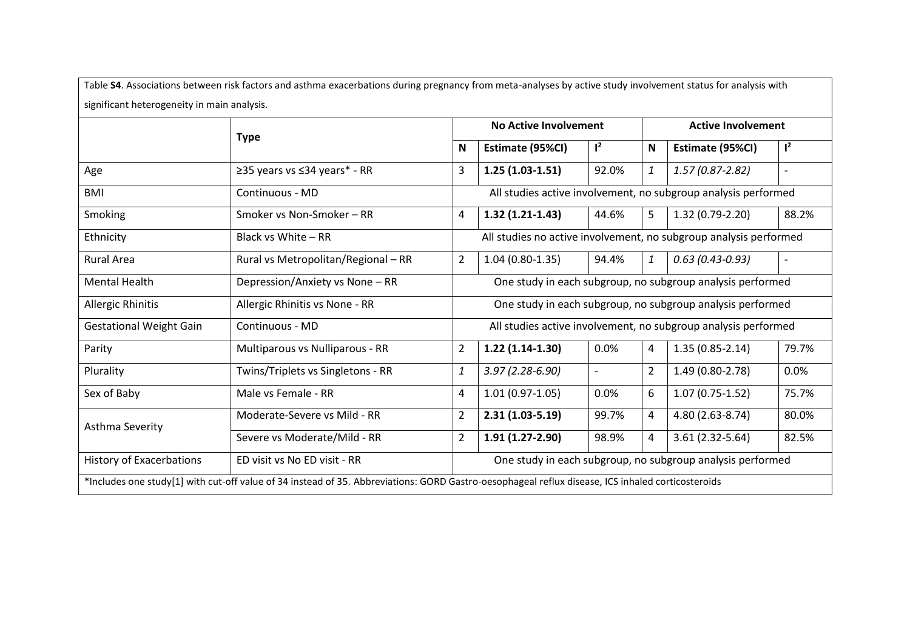Table **S4**. Associations between risk factors and asthma exacerbations during pregnancy from meta-analyses by active study involvement status for analysis with significant heterogeneity in main analysis.

| | Type | No Active Involvement | | | Active Involvement | | |
|---|---|---|---|---|---|---|---|
| | | **N** | **Estimate (95%CI)** | $I^2$ | **N** | **Estimate (95%CI)** | $I^2$ |
| Age | ≥35 years vs ≤34 years* - RR | 3 | **1.25 (1.03-1.51)** | 92.0% | *1* | *1.57 (0.87-2.82)* | - |
| BMI | Continuous - MD | All studies active involvement, no subgroup analysis performed | | | | | |
| Smoking | Smoker vs Non-Smoker – RR | 4 | **1.32 (1.21-1.43)** | 44.6% | 5 | 1.32 (0.79-2.20) | 88.2% |
| Ethnicity | Black vs White – RR | All studies no active involvement, no subgroup analysis performed | | | | | |
| Rural Area | Rural vs Metropolitan/Regional – RR | 2 | 1.04 (0.80-1.35) | 94.4% | *1* | *0.63 (0.43-0.93)* | - |
| Mental Health | Depression/Anxiety vs None – RR | One study in each subgroup, no subgroup analysis performed | | | | | |
| Allergic Rhinitis | Allergic Rhinitis vs None - RR | One study in each subgroup, no subgroup analysis performed | | | | | |
| Gestational Weight Gain | Continuous - MD | All studies active involvement, no subgroup analysis performed | | | | | |
| Parity | Multiparous vs Nulliparous - RR | 2 | **1.22 (1.14-1.30)** | 0.0% | 4 | 1.35 (0.85-2.14) | 79.7% |
| Plurality | Twins/Triplets vs Singletons - RR | *1* | *3.97 (2.28-6.90)* | - | 2 | 1.49 (0.80-2.78) | 0.0% |
| Sex of Baby | Male vs Female - RR | 4 | 1.01 (0.97-1.05) | 0.0% | 6 | 1.07 (0.75-1.52) | 75.7% |
| Asthma Severity | Moderate-Severe vs Mild - RR | 2 | **2.31 (1.03-5.19)** | 99.7% | 4 | 4.80 (2.63-8.74) | 80.0% |
| | Severe vs Moderate/Mild - RR | 2 | **1.91 (1.27-2.90)** | 98.9% | 4 | 3.61 (2.32-5.64) | 82.5% |
| History of Exacerbations | ED visit vs No ED visit - RR | One study in each subgroup, no subgroup analysis performed | | | | | |

*Includes one study[1] with cut-off value of 34 instead of 35. Abbreviations: GORD Gastro-oesophageal reflux disease, ICS inhaled corticosteroids